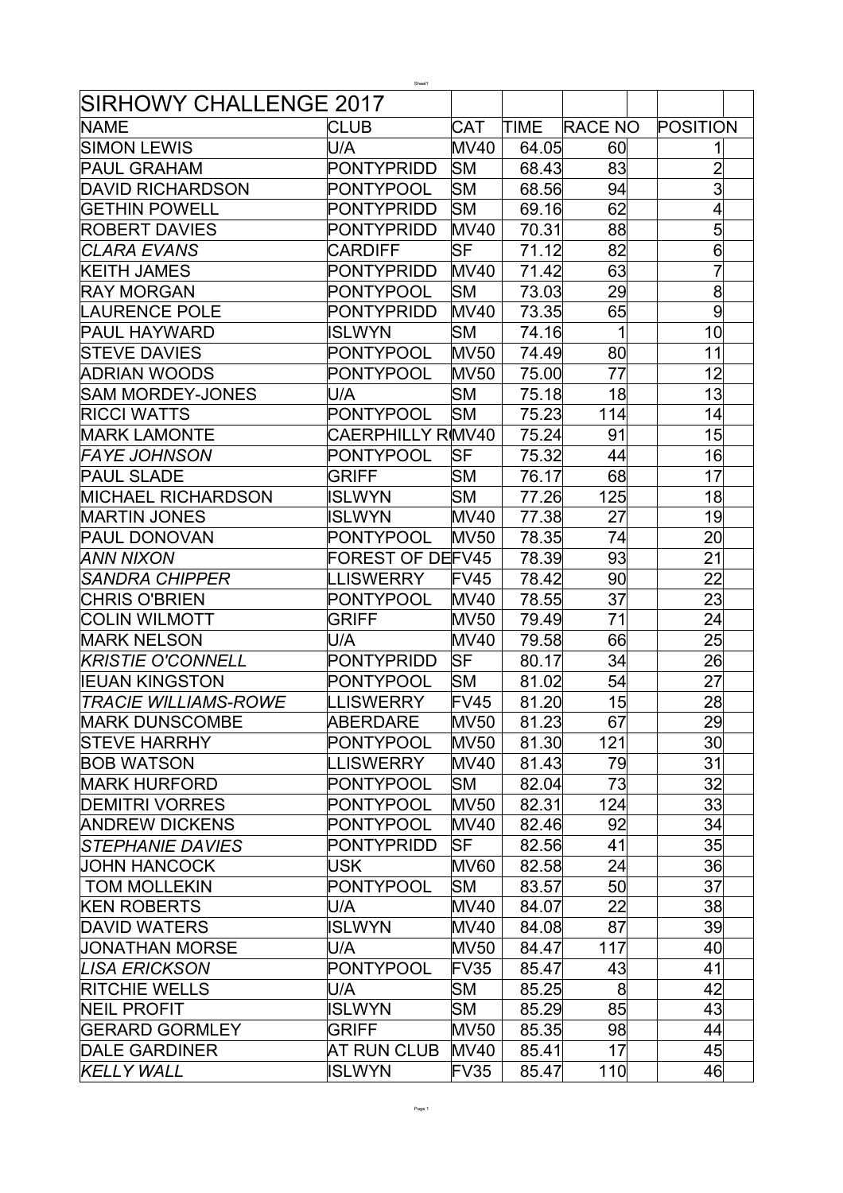# SIRHOWY CHALLENGE 2017

| NAME | CLUB | CAT | TIME | RACE NO | | POSITION | |
|---|---|---|---|---|---|---|---|
| SIMON LEWIS | U/A | MV40 | 64.05 | 60 | | 1 | |
| PAUL GRAHAM | PONTYPRIDD | SM | 68.43 | 83 | | 2 | |
| DAVID RICHARDSON | PONTYPOOL | SM | 68.56 | 94 | | 3 | |
| GETHIN POWELL | PONTYPRIDD | SM | 69.16 | 62 | | 4 | |
| ROBERT DAVIES | PONTYPRIDD | MV40 | 70.31 | 88 | | 5 | |
| *CLARA EVANS* | CARDIFF | SF | 71.12 | 82 | | 6 | |
| KEITH JAMES | PONTYPRIDD | MV40 | 71.42 | 63 | | 7 | |
| RAY MORGAN | PONTYPOOL | SM | 73.03 | 29 | | 8 | |
| LAURENCE POLE | PONTYPRIDD | MV40 | 73.35 | 65 | | 9 | |
| PAUL HAYWARD | ISLWYN | SM | 74.16 | 1 | | 10 | |
| STEVE DAVIES | PONTYPOOL | MV50 | 74.49 | 80 | | 11 | |
| ADRIAN WOODS | PONTYPOOL | MV50 | 75.00 | 77 | | 12 | |
| SAM MORDEY-JONES | U/A | SM | 75.18 | 18 | | 13 | |
| RICCI WATTS | PONTYPOOL | SM | 75.23 | 114 | | 14 | |
| MARK LAMONTE | CAERPHILLY R | MV40 | 75.24 | 91 | | 15 | |
| *FAYE JOHNSON* | PONTYPOOL | SF | 75.32 | 44 | | 16 | |
| PAUL SLADE | GRIFF | SM | 76.17 | 68 | | 17 | |
| MICHAEL RICHARDSON | ISLWYN | SM | 77.26 | 125 | | 18 | |
| MARTIN JONES | ISLWYN | MV40 | 77.38 | 27 | | 19 | |
| PAUL DONOVAN | PONTYPOOL | MV50 | 78.35 | 74 | | 20 | |
| *ANN NIXON* | FOREST OF DE | FV45 | 78.39 | 93 | | 21 | |
| *SANDRA CHIPPER* | LLISWERRY | FV45 | 78.42 | 90 | | 22 | |
| CHRIS O'BRIEN | PONTYPOOL | MV40 | 78.55 | 37 | | 23 | |
| COLIN WILMOTT | GRIFF | MV50 | 79.49 | 71 | | 24 | |
| MARK NELSON | U/A | MV40 | 79.58 | 66 | | 25 | |
| *KRISTIE O'CONNELL* | PONTYPRIDD | SF | 80.17 | 34 | | 26 | |
| IEUAN KINGSTON | PONTYPOOL | SM | 81.02 | 54 | | 27 | |
| *TRACIE WILLIAMS-ROWE* | LLISWERRY | FV45 | 81.20 | 15 | | 28 | |
| MARK DUNSCOMBE | ABERDARE | MV50 | 81.23 | 67 | | 29 | |
| STEVE HARRHY | PONTYPOOL | MV50 | 81.30 | 121 | | 30 | |
| BOB WATSON | LLISWERRY | MV40 | 81.43 | 79 | | 31 | |
| MARK HURFORD | PONTYPOOL | SM | 82.04 | 73 | | 32 | |
| DEMITRI VORRES | PONTYPOOL | MV50 | 82.31 | 124 | | 33 | |
| ANDREW DICKENS | PONTYPOOL | MV40 | 82.46 | 92 | | 34 | |
| *STEPHANIE DAVIES* | PONTYPRIDD | SF | 82.56 | 41 | | 35 | |
| JOHN HANCOCK | USK | MV60 | 82.58 | 24 | | 36 | |
| TOM MOLLEKIN | PONTYPOOL | SM | 83.57 | 50 | | 37 | |
| KEN ROBERTS | U/A | MV40 | 84.07 | 22 | | 38 | |
| DAVID WATERS | ISLWYN | MV40 | 84.08 | 87 | | 39 | |
| JONATHAN MORSE | U/A | MV50 | 84.47 | 117 | | 40 | |
| *LISA ERICKSON* | PONTYPOOL | FV35 | 85.47 | 43 | | 41 | |
| RITCHIE WELLS | U/A | SM | 85.25 | 8 | | 42 | |
| NEIL PROFIT | ISLWYN | SM | 85.29 | 85 | | 43 | |
| GERARD GORMLEY | GRIFF | MV50 | 85.35 | 98 | | 44 | |
| DALE GARDINER | AT RUN CLUB | MV40 | 85.41 | 17 | | 45 | |
| *KELLY WALL* | ISLWYN | FV35 | 85.47 | 110 | | 46 | |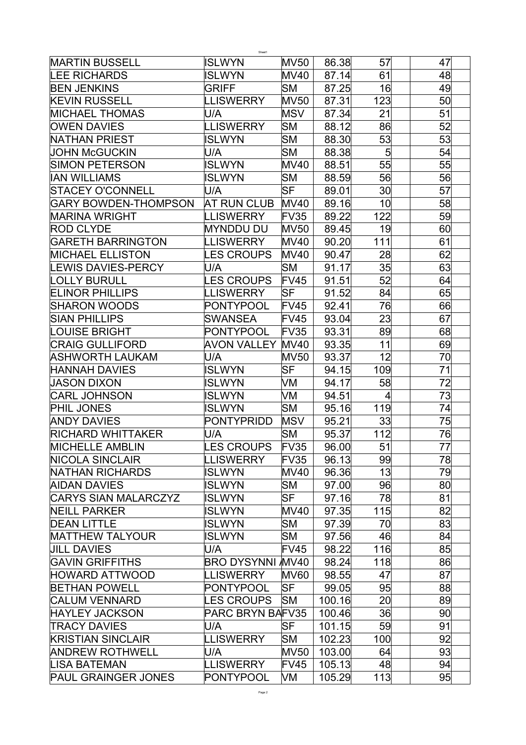| | | | | | | |
|---|---|---|---|---|---|---|
| MARTIN BUSSELL | ISLWYN | MV50 | 86.38 | 57 | | 47 |
| LEE RICHARDS | ISLWYN | MV40 | 87.14 | 61 | | 48 |
| BEN JENKINS | GRIFF | SM | 87.25 | 16 | | 49 |
| KEVIN RUSSELL | LLISWERRY | MV50 | 87.31 | 123 | | 50 |
| MICHAEL THOMAS | U/A | MSV | 87.34 | 21 | | 51 |
| OWEN DAVIES | LLISWERRY | SM | 88.12 | 86 | | 52 |
| NATHAN PRIEST | ISLWYN | SM | 88.30 | 53 | | 53 |
| JOHN McGUCKIN | U/A | SM | 88.38 | 5 | | 54 |
| SIMON PETERSON | ISLWYN | MV40 | 88.51 | 55 | | 55 |
| IAN WILLIAMS | ISLWYN | SM | 88.59 | 56 | | 56 |
| STACEY O'CONNELL | U/A | SF | 89.01 | 30 | | 57 |
| GARY BOWDEN-THOMPSON | AT RUN CLUB | MV40 | 89.16 | 10 | | 58 |
| MARINA WRIGHT | LLISWERRY | FV35 | 89.22 | 122 | | 59 |
| ROD CLYDE | MYNDDU DU | MV50 | 89.45 | 19 | | 60 |
| GARETH BARRINGTON | LLISWERRY | MV40 | 90.20 | 111 | | 61 |
| MICHAEL ELLISTON | LES CROUPS | MV40 | 90.47 | 28 | | 62 |
| LEWIS DAVIES-PERCY | U/A | SM | 91.17 | 35 | | 63 |
| LOLLY BURULL | LES CROUPS | FV45 | 91.51 | 52 | | 64 |
| ELINOR PHILLIPS | LLISWERRY | SF | 91.52 | 84 | | 65 |
| SHARON WOODS | PONTYPOOL | FV45 | 92.41 | 76 | | 66 |
| SIAN PHILLIPS | SWANSEA | FV45 | 93.04 | 23 | | 67 |
| LOUISE BRIGHT | PONTYPOOL | FV35 | 93.31 | 89 | | 68 |
| CRAIG GULLIFORD | AVON VALLEY | MV40 | 93.35 | 11 | | 69 |
| ASHWORTH LAUKAM | U/A | MV50 | 93.37 | 12 | | 70 |
| HANNAH DAVIES | ISLWYN | SF | 94.15 | 109 | | 71 |
| JASON DIXON | ISLWYN | VM | 94.17 | 58 | | 72 |
| CARL JOHNSON | ISLWYN | VM | 94.51 | 4 | | 73 |
| PHIL JONES | ISLWYN | SM | 95.16 | 119 | | 74 |
| ANDY DAVIES | PONTYPRIDD | MSV | 95.21 | 33 | | 75 |
| RICHARD WHITTAKER | U/A | SM | 95.37 | 112 | | 76 |
| MICHELLE AMBLIN | LES CROUPS | FV35 | 96.00 | 51 | | 77 |
| NICOLA SINCLAIR | LLISWERRY | FV35 | 96.13 | 99 | | 78 |
| NATHAN RICHARDS | ISLWYN | MV40 | 96.36 | 13 | | 79 |
| AIDAN DAVIES | ISLWYN | SM | 97.00 | 96 | | 80 |
| CARYS SIAN MALARCZYZ | ISLWYN | SF | 97.16 | 78 | | 81 |
| NEILL PARKER | ISLWYN | MV40 | 97.35 | 115 | | 82 |
| DEAN LITTLE | ISLWYN | SM | 97.39 | 70 | | 83 |
| MATTHEW TALYOUR | ISLWYN | SM | 97.56 | 46 | | 84 |
| JILL DAVIES | U/A | FV45 | 98.22 | 116 | | 85 |
| GAVIN GRIFFITHS | BRO DYSYNNI A | MV40 | 98.24 | 118 | | 86 |
| HOWARD ATTWOOD | LLISWERRY | MV60 | 98.55 | 47 | | 87 |
| BETHAN POWELL | PONTYPOOL | SF | 99.05 | 95 | | 88 |
| CALUM VENNARD | LES CROUPS | SM | 100.16 | 20 | | 89 |
| HAYLEY JACKSON | PARC BRYN BA | FV35 | 100.46 | 36 | | 90 |
| TRACY DAVIES | U/A | SF | 101.15 | 59 | | 91 |
| KRISTIAN SINCLAIR | LLISWERRY | SM | 102.23 | 100 | | 92 |
| ANDREW ROTHWELL | U/A | MV50 | 103.00 | 64 | | 93 |
| LISA BATEMAN | LLISWERRY | FV45 | 105.13 | 48 | | 94 |
| PAUL GRAINGER JONES | PONTYPOOL | VM | 105.29 | 113 | | 95 |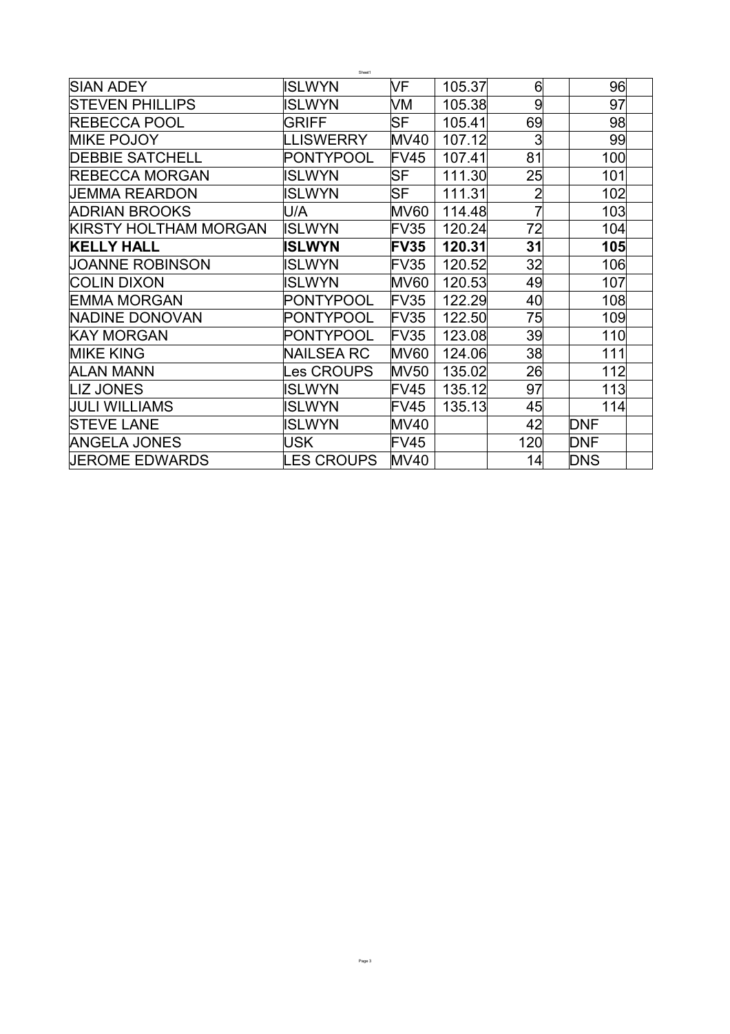| | | | | | | |
|---|---|---|---|---|---|---|
| SIAN ADEY | ISLWYN | VF | 105.37 | 6 | 96 | |
| STEVEN PHILLIPS | ISLWYN | VM | 105.38 | 9 | 97 | |
| REBECCA POOL | GRIFF | SF | 105.41 | 69 | 98 | |
| MIKE POJOY | LLISWERRY | MV40 | 107.12 | 3 | 99 | |
| DEBBIE SATCHELL | PONTYPOOL | FV45 | 107.41 | 81 | 100 | |
| REBECCA MORGAN | ISLWYN | SF | 111.30 | 25 | 101 | |
| JEMMA REARDON | ISLWYN | SF | 111.31 | 2 | 102 | |
| ADRIAN BROOKS | U/A | MV60 | 114.48 | 7 | 103 | |
| KIRSTY HOLTHAM MORGAN | ISLWYN | FV35 | 120.24 | 72 | 104 | |
| **KELLY HALL** | **ISLWYN** | **FV35** | **120.31** | **31** | **105** | |
| JOANNE ROBINSON | ISLWYN | FV35 | 120.52 | 32 | 106 | |
| COLIN DIXON | ISLWYN | MV60 | 120.53 | 49 | 107 | |
| EMMA MORGAN | PONTYPOOL | FV35 | 122.29 | 40 | 108 | |
| NADINE DONOVAN | PONTYPOOL | FV35 | 122.50 | 75 | 109 | |
| KAY MORGAN | PONTYPOOL | FV35 | 123.08 | 39 | 110 | |
| MIKE KING | NAILSEA RC | MV60 | 124.06 | 38 | 111 | |
| ALAN MANN | Les CROUPS | MV50 | 135.02 | 26 | 112 | |
| LIZ JONES | ISLWYN | FV45 | 135.12 | 97 | 113 | |
| JULI WILLIAMS | ISLWYN | FV45 | 135.13 | 45 | 114 | |
| STEVE LANE | ISLWYN | MV40 | | 42 | DNF | |
| ANGELA JONES | USK | FV45 | | 120 | DNF | |
| JEROME EDWARDS | LES CROUPS | MV40 | | 14 | DNS | |